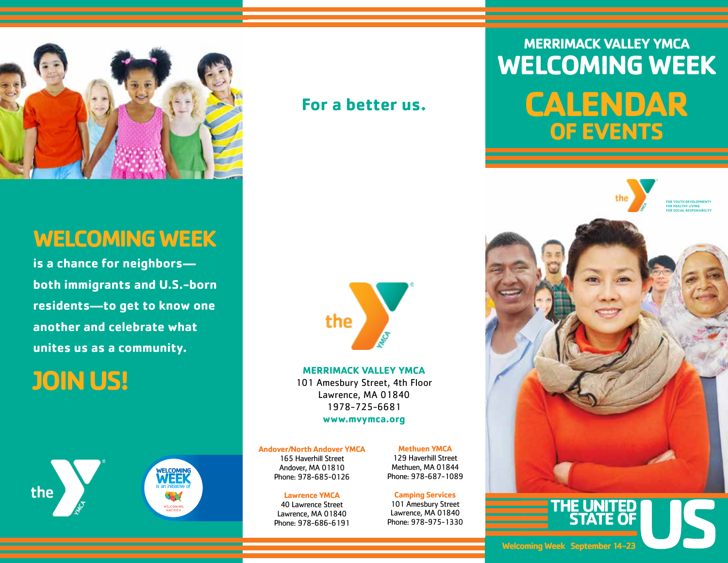## WELCOMING WEEK

**is a chance for neighbors—both immigrants and U.S.-born residents—to get to know one another and celebrate what unites us as a community.**

## JOIN US!

WELCOMING WEEK is an initiative of WELCOMING AMERICA

**For a better us.**

**MERRIMACK VALLEY YMCA**
101 Amesbury Street, 4th Floor
Lawrence, MA 01840
1978-725-6681
**www.mvymca.org**

**Andover/North Andover YMCA**
165 Haverhill Street
Andover, MA 01810
Phone: 978-685-0126

**Methuen YMCA**
129 Haverhill Street
Methuen, MA 01844
Phone: 978-687-1089

**Lawrence YMCA**
40 Lawrence Street
Lawrence, MA 01840
Phone: 978-686-6191

**Camping Services**
101 Amesbury Street
Lawrence, MA 01840
Phone: 978-975-1330

# MERRIMACK VALLEY YMCA WELCOMING WEEK CALENDAR OF EVENTS

FOR YOUTH DEVELOPMENT®
FOR HEALTHY LIVING
FOR SOCIAL RESPONSIBILITY

THE UNITED STATE OF US

Welcoming Week September 14–23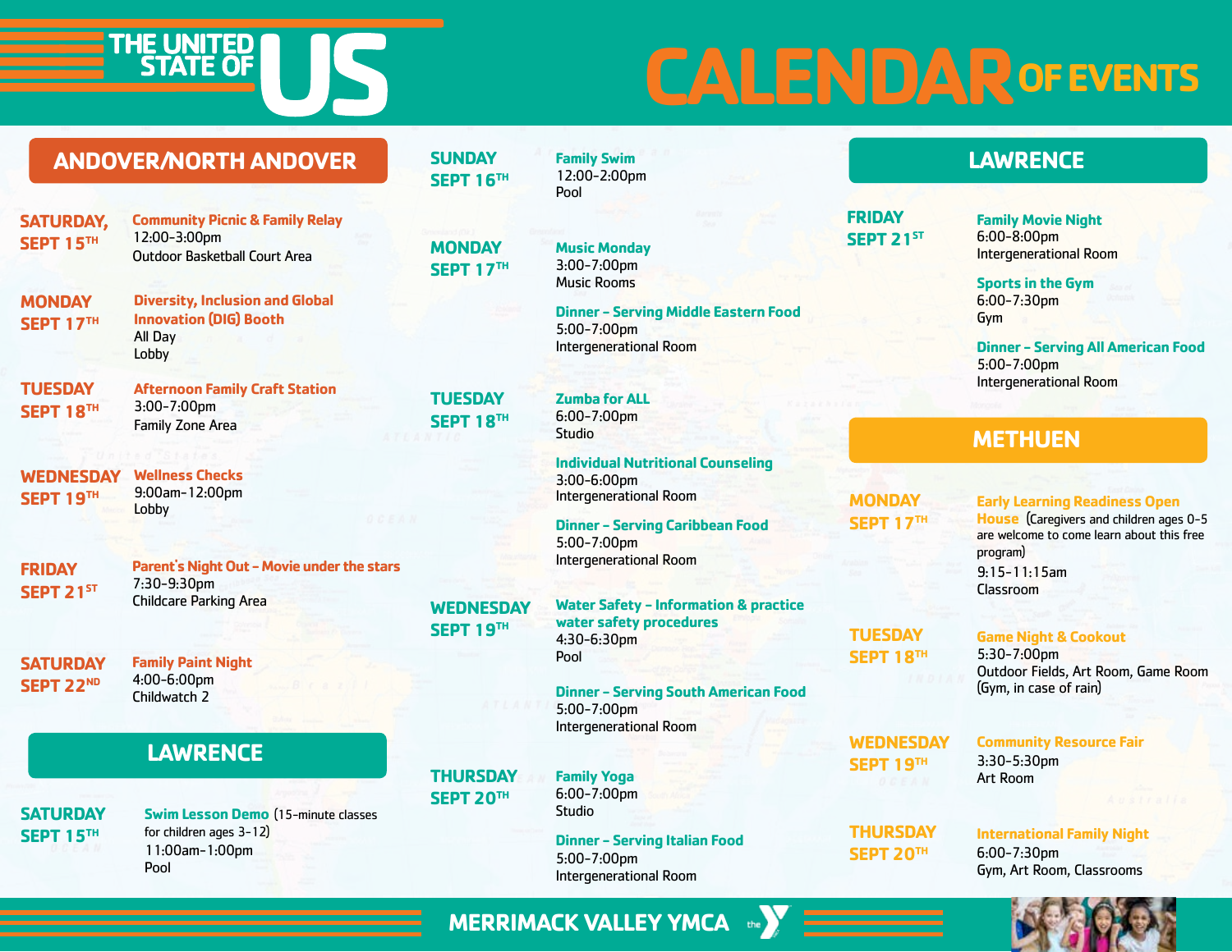# THE UNITED STATE OF US

# CALENDAR OF EVENTS

## ANDOVER/NORTH ANDOVER

**SATURDAY, SEPT 15TH**
**Community Picnic & Family Relay**
12:00-3:00pm
Outdoor Basketball Court Area

**MONDAY SEPT 17TH**
**Diversity, Inclusion and Global Innovation (DIG) Booth**
All Day
Lobby

**TUESDAY SEPT 18TH**
**Afternoon Family Craft Station**
3:00-7:00pm
Family Zone Area

**WEDNESDAY SEPT 19TH**
**Wellness Checks**
9:00am-12:00pm
Lobby

**FRIDAY SEPT 21ST**
**Parent's Night Out – Movie under the stars**
7:30-9:30pm
Childcare Parking Area

**SATURDAY SEPT 22ND**
**Family Paint Night**
4:00-6:00pm
Childwatch 2

## LAWRENCE

**SATURDAY SEPT 15TH**
**Swim Lesson Demo** (15-minute classes for children ages 3-12)
11:00am-1:00pm
Pool

**SUNDAY SEPT 16TH**
**Family Swim**
12:00-2:00pm
Pool

**MONDAY SEPT 17TH**
**Music Monday**
3:00-7:00pm
Music Rooms

**Dinner – Serving Middle Eastern Food**
5:00-7:00pm
Intergenerational Room

**TUESDAY SEPT 18TH**
**Zumba for ALL**
6:00-7:00pm
Studio

**Individual Nutritional Counseling**
3:00-6:00pm
Intergenerational Room

**Dinner – Serving Caribbean Food**
5:00-7:00pm
Intergenerational Room

**WEDNESDAY SEPT 19TH**
**Water Safety – Information & practice water safety procedures**
4:30-6:30pm
Pool

**Dinner – Serving South American Food**
5:00-7:00pm
Intergenerational Room

**THURSDAY SEPT 20TH**
**Family Yoga**
6:00-7:00pm
Studio

**Dinner – Serving Italian Food**
5:00-7:00pm
Intergenerational Room

## LAWRENCE

**FRIDAY SEPT 21ST**
**Family Movie Night**
6:00-8:00pm
Intergenerational Room

**Sports in the Gym**
6:00-7:30pm
Gym

**Dinner – Serving All American Food**
5:00-7:00pm
Intergenerational Room

## METHUEN

**MONDAY SEPT 17TH**
**Early Learning Readiness Open House** (Caregivers and children ages 0-5 are welcome to come learn about this free program)
9:15-11:15am
Classroom

**TUESDAY SEPT 18TH**
**Game Night & Cookout**
5:30-7:00pm
Outdoor Fields, Art Room, Game Room (Gym, in case of rain)

**WEDNESDAY SEPT 19TH**
**Community Resource Fair**
3:30-5:30pm
Art Room

**THURSDAY SEPT 20TH**
**International Family Night**
6:00-7:30pm
Gym, Art Room, Classrooms

MERRIMACK VALLEY YMCA